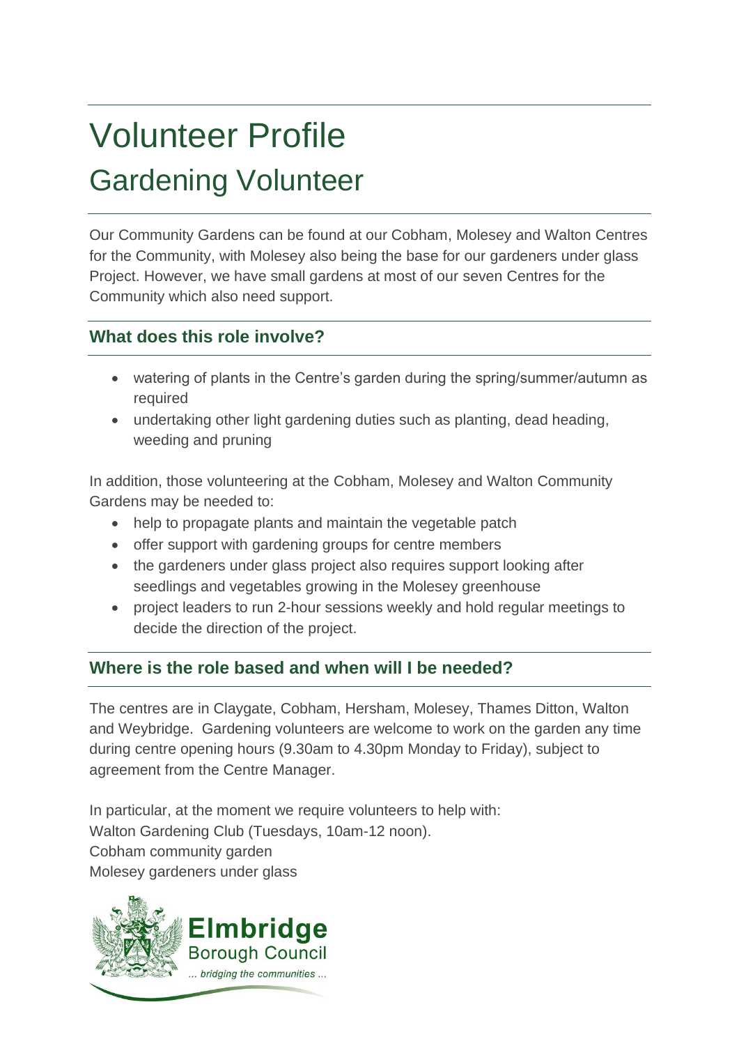# Volunteer Profile

## Gardening Volunteer

Our Community Gardens can be found at our Cobham, Molesey and Walton Centres for the Community, with Molesey also being the base for our gardeners under glass Project. However, we have small gardens at most of our seven Centres for the Community which also need support.

### What does this role involve?

- watering of plants in the Centre's garden during the spring/summer/autumn as required
- undertaking other light gardening duties such as planting, dead heading, weeding and pruning

In addition, those volunteering at the Cobham, Molesey and Walton Community Gardens may be needed to:

- help to propagate plants and maintain the vegetable patch
- offer support with gardening groups for centre members
- the gardeners under glass project also requires support looking after seedlings and vegetables growing in the Molesey greenhouse
- project leaders to run 2-hour sessions weekly and hold regular meetings to decide the direction of the project.

### Where is the role based and when will I be needed?

The centres are in Claygate, Cobham, Hersham, Molesey, Thames Ditton, Walton and Weybridge. Gardening volunteers are welcome to work on the garden any time during centre opening hours (9.30am to 4.30pm Monday to Friday), subject to agreement from the Centre Manager.

In particular, at the moment we require volunteers to help with:
Walton Gardening Club (Tuesdays, 10am-12 noon).
Cobham community garden
Molesey gardeners under glass

**Elmbridge**
Borough Council
*... bridging the communities ...*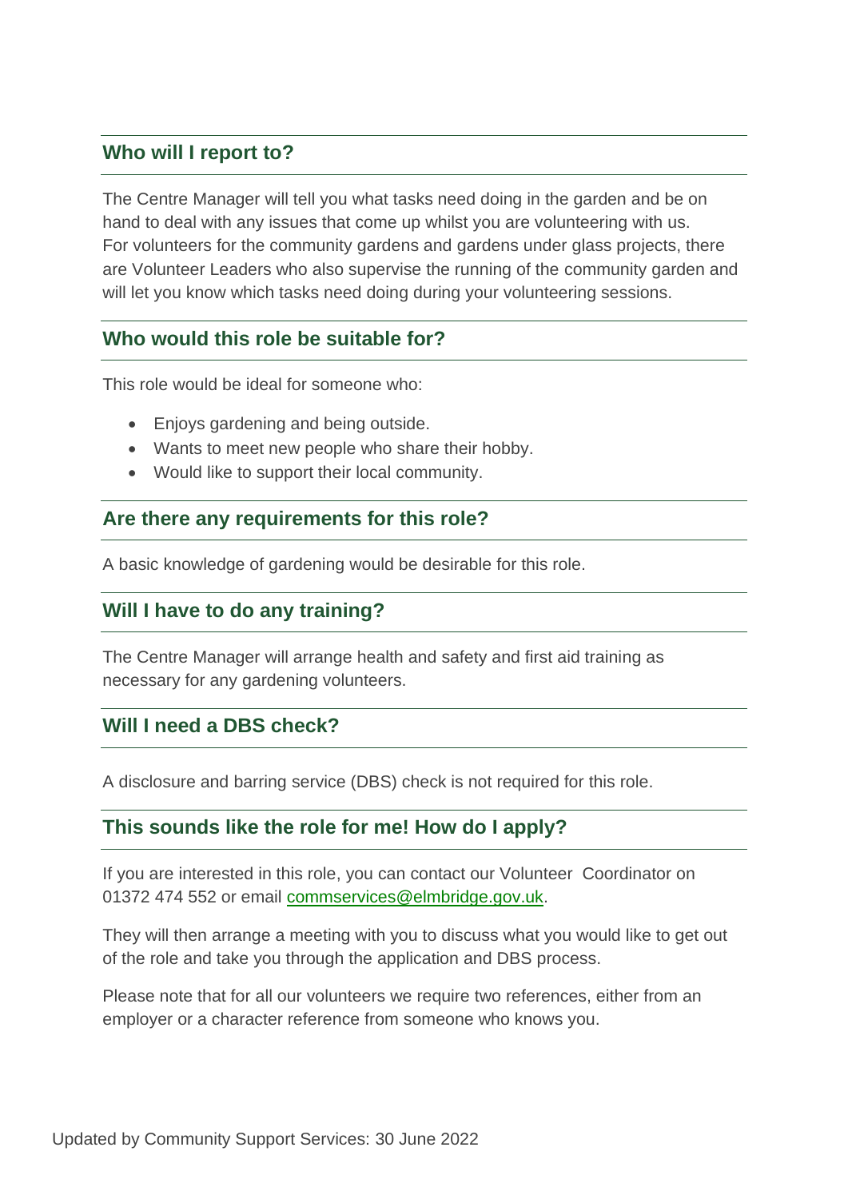## Who will I report to?

The Centre Manager will tell you what tasks need doing in the garden and be on hand to deal with any issues that come up whilst you are volunteering with us. For volunteers for the community gardens and gardens under glass projects, there are Volunteer Leaders who also supervise the running of the community garden and will let you know which tasks need doing during your volunteering sessions.

## Who would this role be suitable for?

This role would be ideal for someone who:

- Enjoys gardening and being outside.
- Wants to meet new people who share their hobby.
- Would like to support their local community.

## Are there any requirements for this role?

A basic knowledge of gardening would be desirable for this role.

## Will I have to do any training?

The Centre Manager will arrange health and safety and first aid training as necessary for any gardening volunteers.

## Will I need a DBS check?

A disclosure and barring service (DBS) check is not required for this role.

## This sounds like the role for me! How do I apply?

If you are interested in this role, you can contact our Volunteer Coordinator on 01372 474 552 or email [commservices@elmbridge.gov.uk](mailto:commservices@elmbridge.gov.uk).

They will then arrange a meeting with you to discuss what you would like to get out of the role and take you through the application and DBS process.

Please note that for all our volunteers we require two references, either from an employer or a character reference from someone who knows you.

Updated by Community Support Services: 30 June 2022